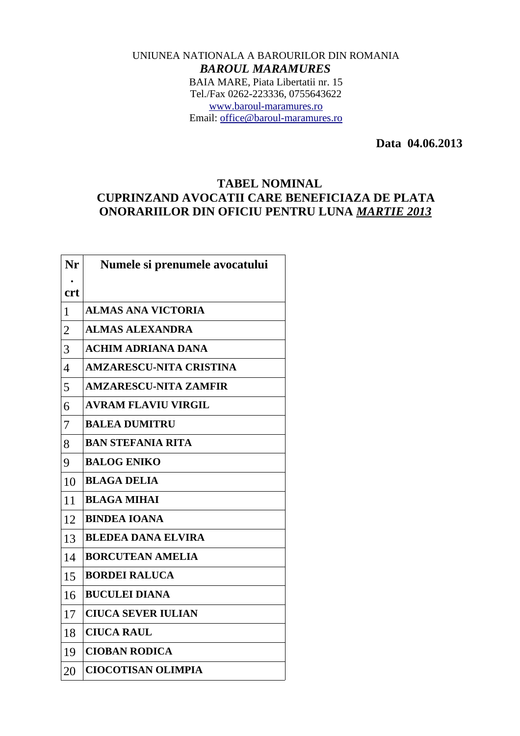UNIUNEA NATIONALA A BAROURILOR DIN ROMANIA

***BAROUL MARAMURES***

BAIA MARE, Piata Libertatii nr. 15

Tel./Fax 0262-223336, 0755643622

www.baroul-maramures.ro

Email: office@baroul-maramures.ro

**Data 04.06.2013**

## TABEL NOMINAL
## CUPRINZAND AVOCATII CARE BENEFICIAZA DE PLATA ONORARIILOR DIN OFICIU PENTRU LUNA *MARTIE 2013*

| Nr. crt | Numele si prenumele avocatului |
|---|---|
| 1 | **ALMAS ANA VICTORIA** |
| 2 | **ALMAS ALEXANDRA** |
| 3 | **ACHIM ADRIANA DANA** |
| 4 | **AMZARESCU-NITA CRISTINA** |
| 5 | **AMZARESCU-NITA ZAMFIR** |
| 6 | **AVRAM FLAVIU VIRGIL** |
| 7 | **BALEA DUMITRU** |
| 8 | **BAN STEFANIA RITA** |
| 9 | **BALOG ENIKO** |
| 10 | **BLAGA DELIA** |
| 11 | **BLAGA MIHAI** |
| 12 | **BINDEA IOANA** |
| 13 | **BLEDEA DANA ELVIRA** |
| 14 | **BORCUTEAN AMELIA** |
| 15 | **BORDEI RALUCA** |
| 16 | **BUCULEI DIANA** |
| 17 | **CIUCA SEVER IULIAN** |
| 18 | **CIUCA RAUL** |
| 19 | **CIOBAN RODICA** |
| 20 | **CIOCOTISAN OLIMPIA** |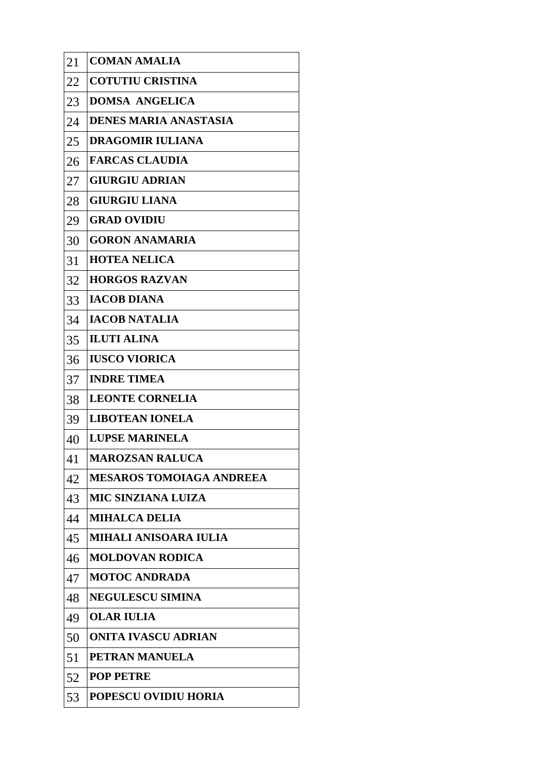| 21 | **COMAN AMALIA** |
|---|---|
| 22 | **COTUTIU CRISTINA** |
| 23 | **DOMSA  ANGELICA** |
| 24 | **DENES MARIA ANASTASIA** |
| 25 | **DRAGOMIR IULIANA** |
| 26 | **FARCAS CLAUDIA** |
| 27 | **GIURGIU ADRIAN** |
| 28 | **GIURGIU LIANA** |
| 29 | **GRAD OVIDIU** |
| 30 | **GORON ANAMARIA** |
| 31 | **HOTEA NELICA** |
| 32 | **HORGOS RAZVAN** |
| 33 | **IACOB DIANA** |
| 34 | **IACOB NATALIA** |
| 35 | **ILUTI ALINA** |
| 36 | **IUSCO VIORICA** |
| 37 | **INDRE TIMEA** |
| 38 | **LEONTE CORNELIA** |
| 39 | **LIBOTEAN IONELA** |
| 40 | **LUPSE MARINELA** |
| 41 | **MAROZSAN RALUCA** |
| 42 | **MESAROS TOMOIAGA ANDREEA** |
| 43 | **MIC SINZIANA LUIZA** |
| 44 | **MIHALCA DELIA** |
| 45 | **MIHALI ANISOARA IULIA** |
| 46 | **MOLDOVAN RODICA** |
| 47 | **MOTOC ANDRADA** |
| 48 | **NEGULESCU SIMINA** |
| 49 | **OLAR IULIA** |
| 50 | **ONITA IVASCU ADRIAN** |
| 51 | **PETRAN MANUELA** |
| 52 | **POP PETRE** |
| 53 | **POPESCU OVIDIU HORIA** |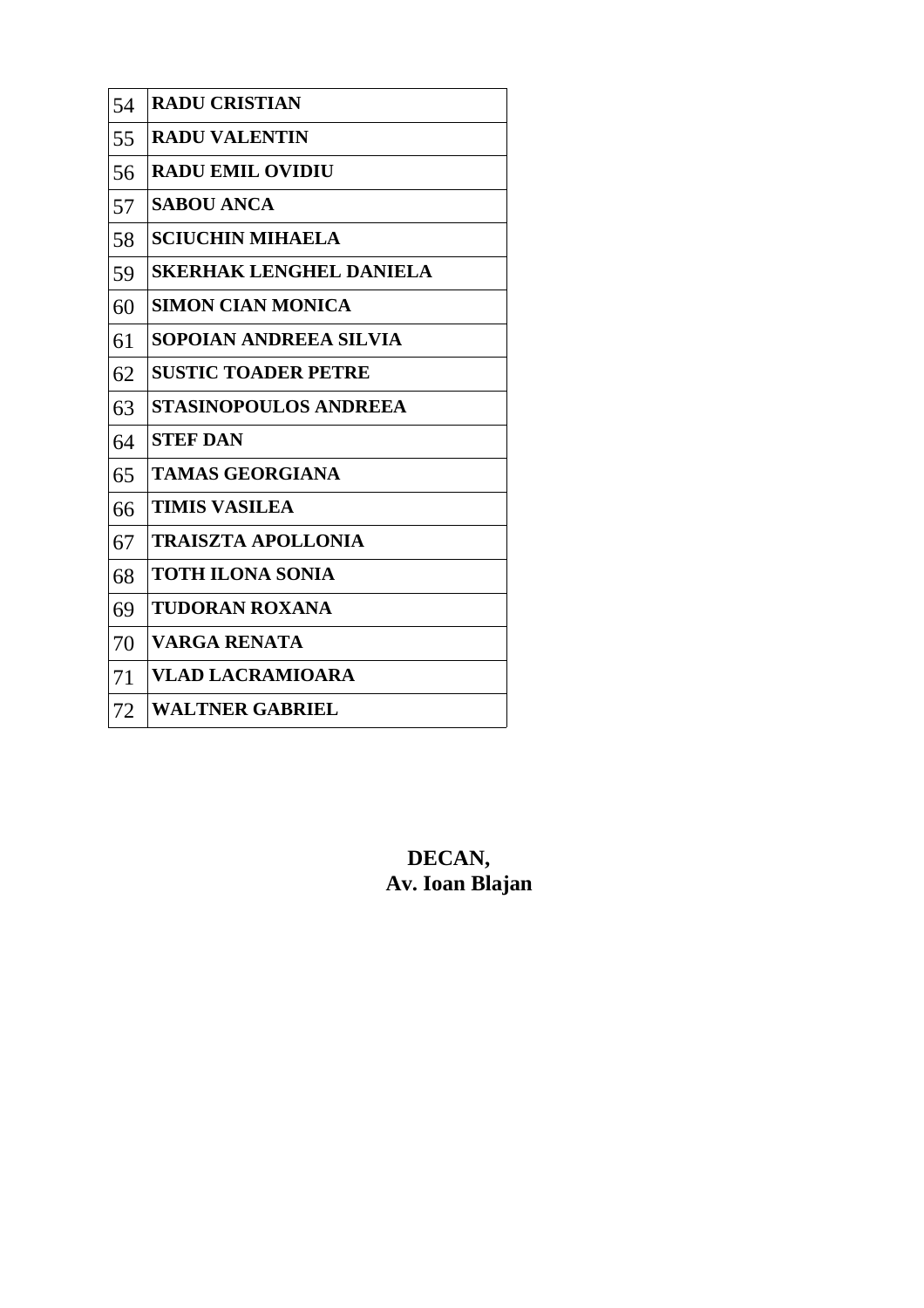| | |
|---|---|
| 54 | **RADU CRISTIAN** |
| 55 | **RADU VALENTIN** |
| 56 | **RADU EMIL OVIDIU** |
| 57 | **SABOU ANCA** |
| 58 | **SCIUCHIN MIHAELA** |
| 59 | **SKERHAK LENGHEL DANIELA** |
| 60 | **SIMON CIAN MONICA** |
| 61 | **SOPOIAN ANDREEA SILVIA** |
| 62 | **SUSTIC TOADER PETRE** |
| 63 | **STASINOPOULOS ANDREEA** |
| 64 | **STEF DAN** |
| 65 | **TAMAS GEORGIANA** |
| 66 | **TIMIS VASILEA** |
| 67 | **TRAISZTA APOLLONIA** |
| 68 | **TOTH ILONA SONIA** |
| 69 | **TUDORAN ROXANA** |
| 70 | **VARGA RENATA** |
| 71 | **VLAD LACRAMIOARA** |
| 72 | **WALTNER GABRIEL** |

**DECAN,**
**Av. Ioan Blajan**